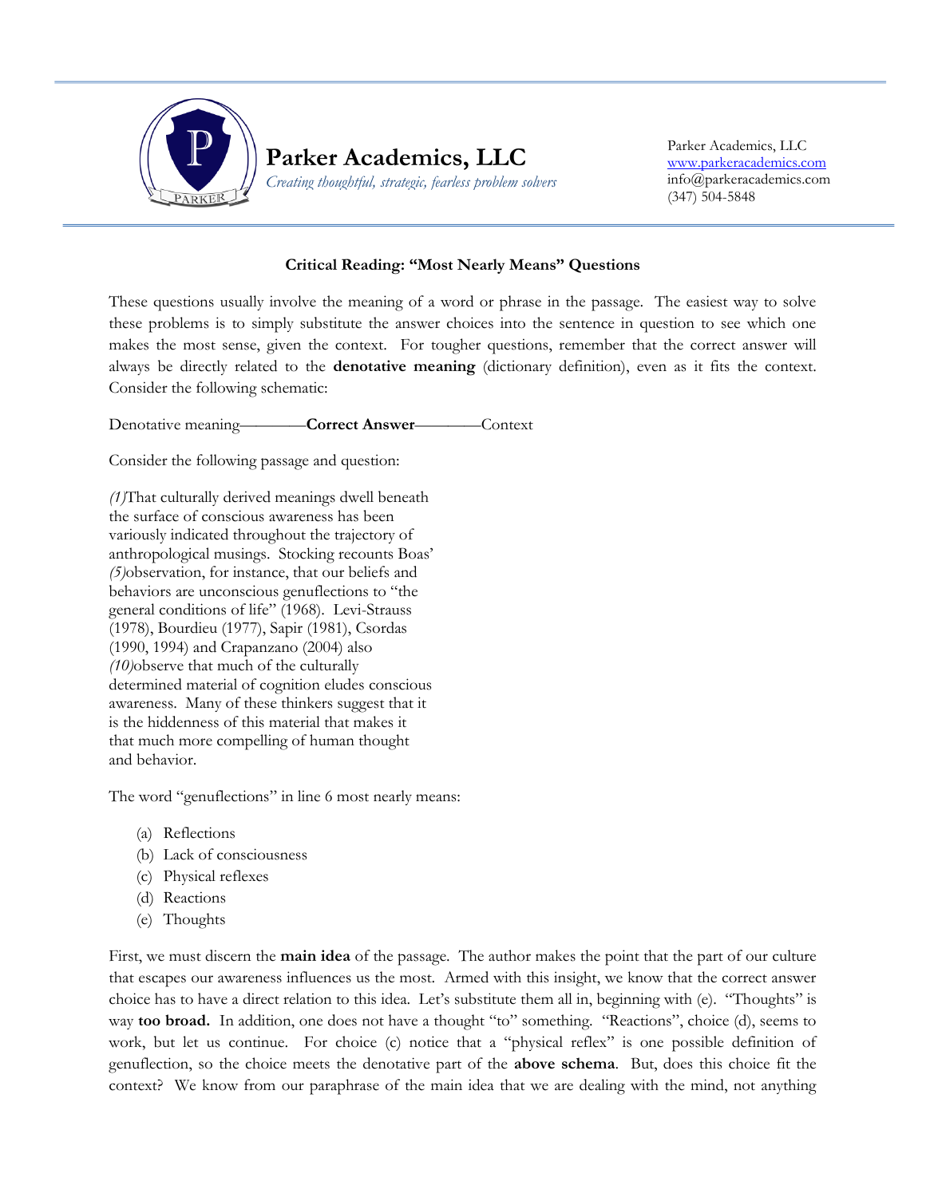Parker Academics, LLC

*Creating thoughtful, strategic, fearless problem solvers*

Parker Academics, LLC
www.parkeracademics.com
info@parkeracademics.com
(347) 504-5848

## Critical Reading: "Most Nearly Means" Questions

These questions usually involve the meaning of a word or phrase in the passage. The easiest way to solve these problems is to simply substitute the answer choices into the sentence in question to see which one makes the most sense, given the context. For tougher questions, remember that the correct answer will always be directly related to the **denotative meaning** (dictionary definition), even as it fits the context. Consider the following schematic:

Denotative meaning————**Correct Answer**————Context

Consider the following passage and question:

*(1)*That culturally derived meanings dwell beneath the surface of conscious awareness has been variously indicated throughout the trajectory of anthropological musings. Stocking recounts Boas' *(5)*observation, for instance, that our beliefs and behaviors are unconscious genuflections to "the general conditions of life" (1968). Levi-Strauss (1978), Bourdieu (1977), Sapir (1981), Csordas (1990, 1994) and Crapanzano (2004) also *(10)*observe that much of the culturally determined material of cognition eludes conscious awareness. Many of these thinkers suggest that it is the hiddenness of this material that makes it that much more compelling of human thought and behavior.

The word "genuflections" in line 6 most nearly means:

(a) Reflections
(b) Lack of consciousness
(c) Physical reflexes
(d) Reactions
(e) Thoughts

First, we must discern the **main idea** of the passage. The author makes the point that the part of our culture that escapes our awareness influences us the most. Armed with this insight, we know that the correct answer choice has to have a direct relation to this idea. Let's substitute them all in, beginning with (e). "Thoughts" is way **too broad.** In addition, one does not have a thought "to" something. "Reactions", choice (d), seems to work, but let us continue. For choice (c) notice that a "physical reflex" is one possible definition of genuflection, so the choice meets the denotative part of the **above schema**. But, does this choice fit the context? We know from our paraphrase of the main idea that we are dealing with the mind, not anything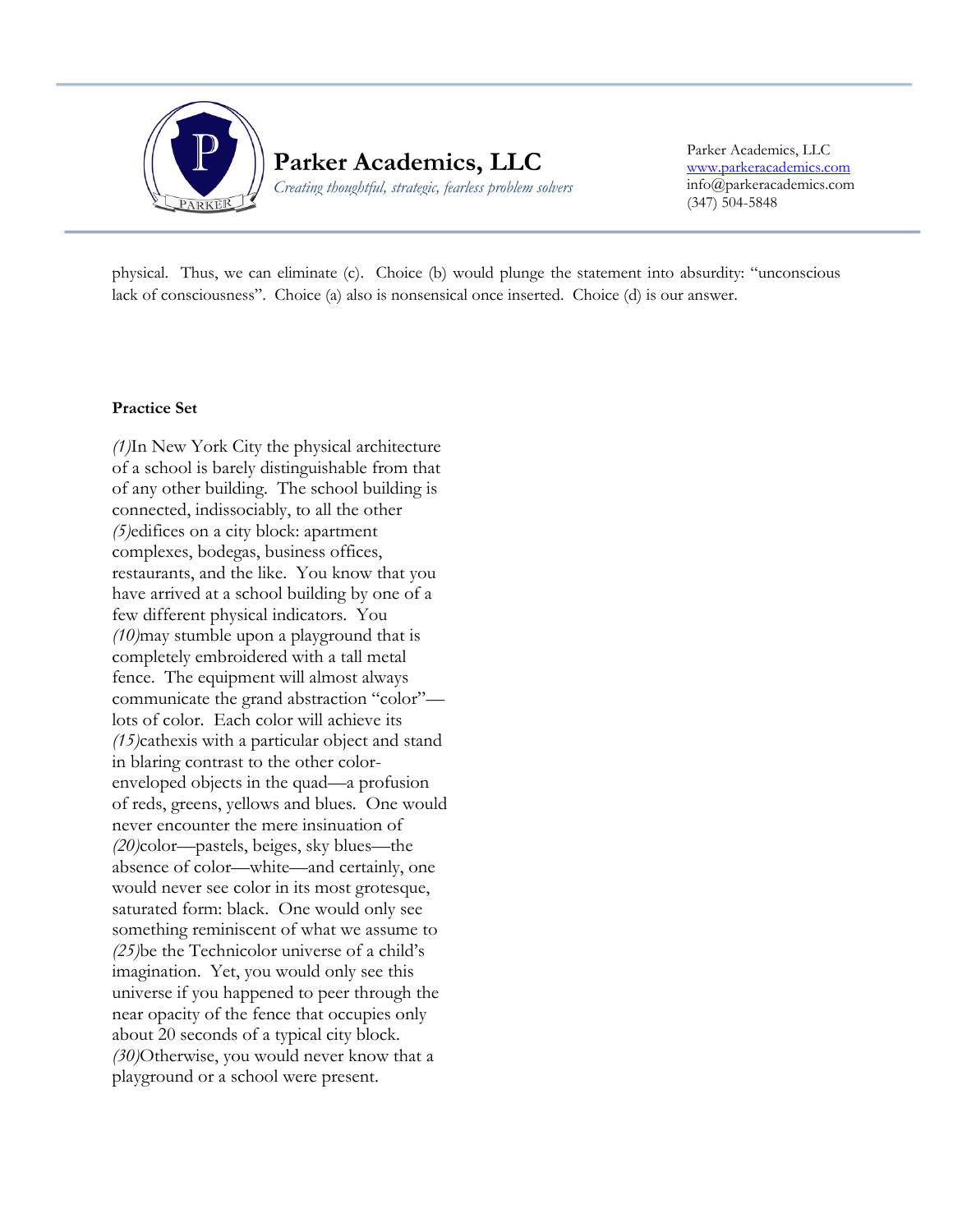physical. Thus, we can eliminate (c). Choice (b) would plunge the statement into absurdity: "unconscious lack of consciousness". Choice (a) also is nonsensical once inserted. Choice (d) is our answer.

**Practice Set**

*(1)*In New York City the physical architecture of a school is barely distinguishable from that of any other building. The school building is connected, indissociably, to all the other *(5)*edifices on a city block: apartment complexes, bodegas, business offices, restaurants, and the like. You know that you have arrived at a school building by one of a few different physical indicators. You *(10)*may stumble upon a playground that is completely embroidered with a tall metal fence. The equipment will almost always communicate the grand abstraction "color"—lots of color. Each color will achieve its *(15)*cathexis with a particular object and stand in blaring contrast to the other color-enveloped objects in the quad—a profusion of reds, greens, yellows and blues. One would never encounter the mere insinuation of *(20)*color—pastels, beiges, sky blues—the absence of color—white—and certainly, one would never see color in its most grotesque, saturated form: black. One would only see something reminiscent of what we assume to *(25)*be the Technicolor universe of a child's imagination. Yet, you would only see this universe if you happened to peer through the near opacity of the fence that occupies only about 20 seconds of a typical city block. *(30)*Otherwise, you would never know that a playground or a school were present.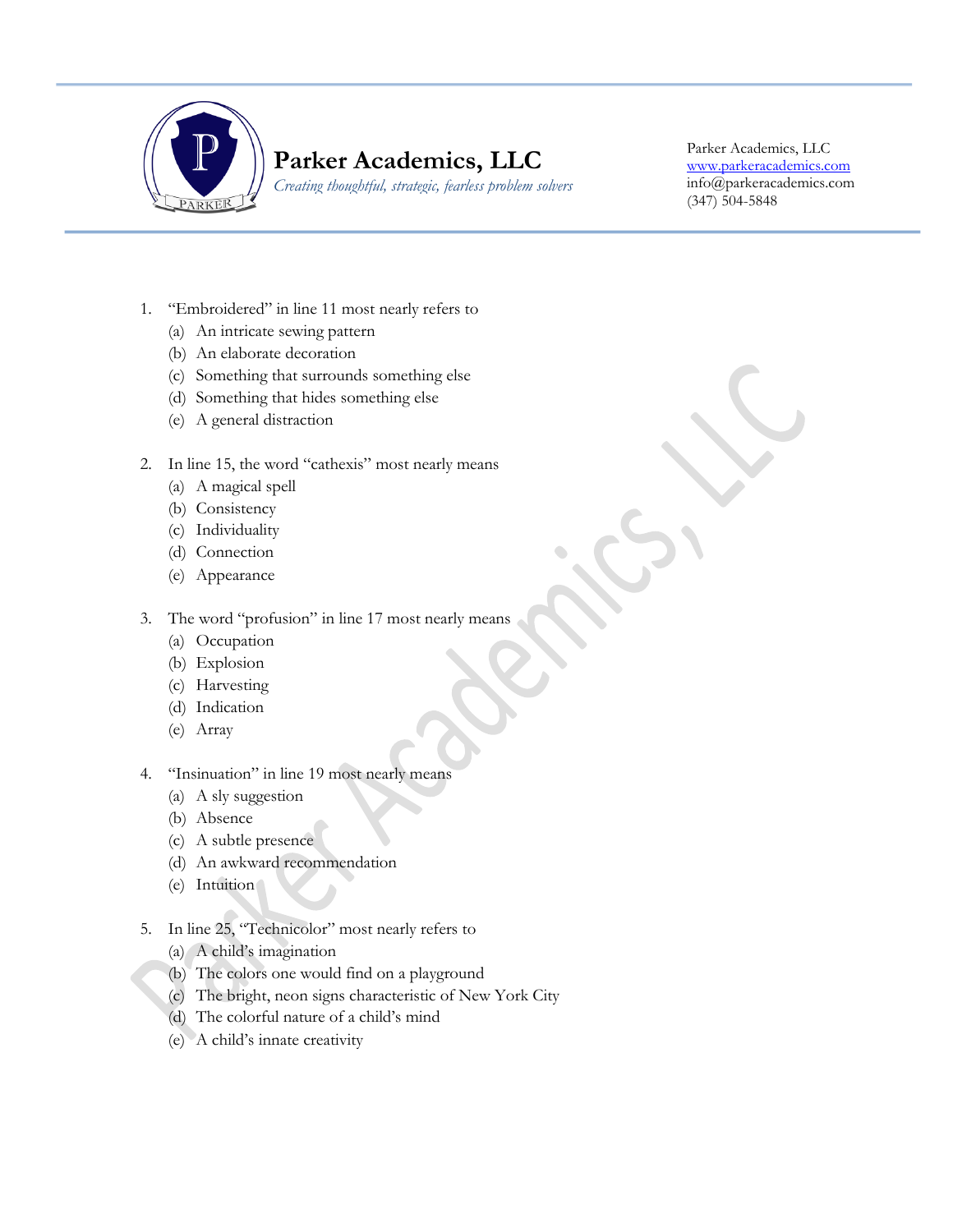1. “Embroidered” in line 11 most nearly refers to
   (a) An intricate sewing pattern
   (b) An elaborate decoration
   (c) Something that surrounds something else
   (d) Something that hides something else
   (e) A general distraction

2. In line 15, the word “cathexis” most nearly means
   (a) A magical spell
   (b) Consistency
   (c) Individuality
   (d) Connection
   (e) Appearance

3. The word “profusion” in line 17 most nearly means
   (a) Occupation
   (b) Explosion
   (c) Harvesting
   (d) Indication
   (e) Array

4. “Insinuation” in line 19 most nearly means
   (a) A sly suggestion
   (b) Absence
   (c) A subtle presence
   (d) An awkward recommendation
   (e) Intuition

5. In line 25, “Technicolor” most nearly refers to
   (a) A child’s imagination
   (b) The colors one would find on a playground
   (c) The bright, neon signs characteristic of New York City
   (d) The colorful nature of a child’s mind
   (e) A child’s innate creativity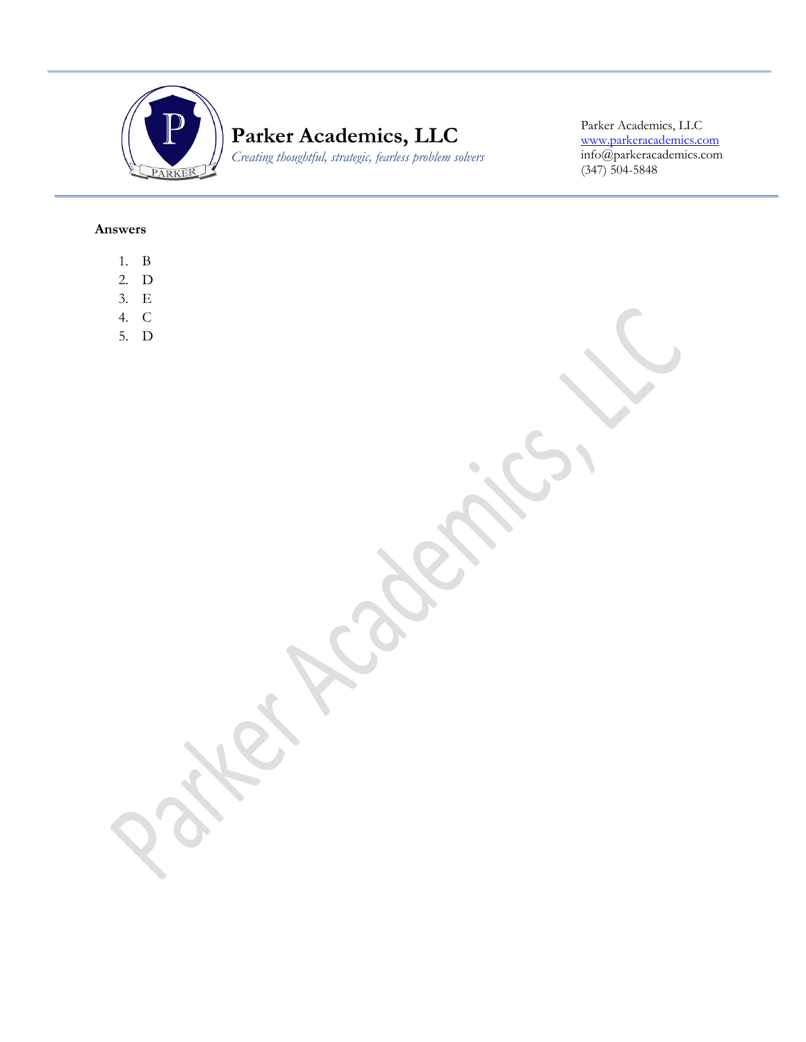**Answers**

1. B
2. D
3. E
4. C
5. D